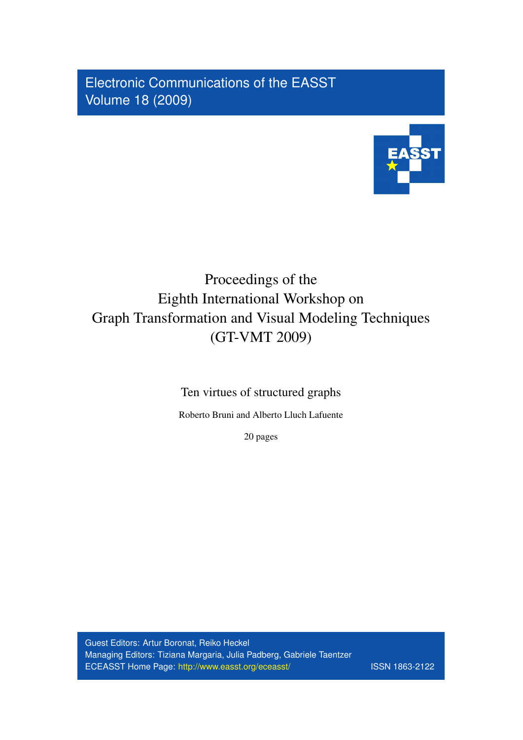Electronic Communications of the EASST
Volume 18 (2009)

Proceedings of the
Eighth International Workshop on
Graph Transformation and Visual Modeling Techniques
(GT-VMT 2009)

# Ten virtues of structured graphs

Roberto Bruni and Alberto Lluch Lafuente

20 pages

Guest Editors: Artur Boronat, Reiko Heckel
Managing Editors: Tiziana Margaria, Julia Padberg, Gabriele Taentzer
ECEASST Home Page: http://www.easst.org/eceasst/ ISSN 1863-2122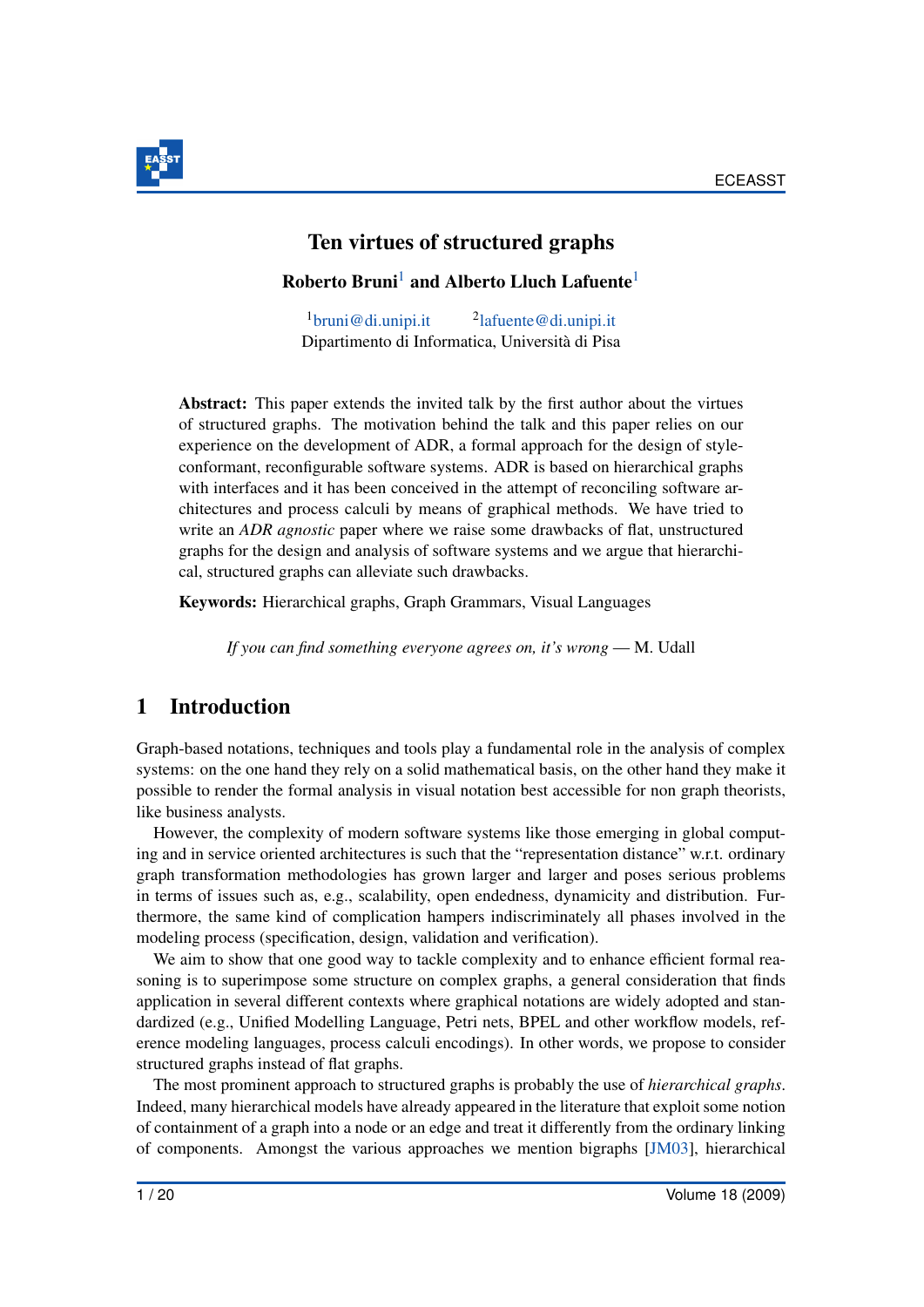# Ten virtues of structured graphs

**Roberto Bruni**[1] **and Alberto Lluch Lafuente**[1]

[1]bruni@di.unipi.it [2]lafuente@di.unipi.it
Dipartimento di Informatica, Università di Pisa

**Abstract:** This paper extends the invited talk by the first author about the virtues of structured graphs. The motivation behind the talk and this paper relies on our experience on the development of ADR, a formal approach for the design of style-conformant, reconfigurable software systems. ADR is based on hierarchical graphs with interfaces and it has been conceived in the attempt of reconciling software architectures and process calculi by means of graphical methods. We have tried to write an *ADR agnostic* paper where we raise some drawbacks of flat, unstructured graphs for the design and analysis of software systems and we argue that hierarchical, structured graphs can alleviate such drawbacks.

**Keywords:** Hierarchical graphs, Graph Grammars, Visual Languages

*If you can find something everyone agrees on, it's wrong* — M. Udall

## 1 Introduction

Graph-based notations, techniques and tools play a fundamental role in the analysis of complex systems: on the one hand they rely on a solid mathematical basis, on the other hand they make it possible to render the formal analysis in visual notation best accessible for non graph theorists, like business analysts.

However, the complexity of modern software systems like those emerging in global computing and in service oriented architectures is such that the "representation distance" w.r.t. ordinary graph transformation methodologies has grown larger and larger and poses serious problems in terms of issues such as, e.g., scalability, open endedness, dynamicity and distribution. Furthermore, the same kind of complication hampers indiscriminately all phases involved in the modeling process (specification, design, validation and verification).

We aim to show that one good way to tackle complexity and to enhance efficient formal reasoning is to superimpose some structure on complex graphs, a general consideration that finds application in several different contexts where graphical notations are widely adopted and standardized (e.g., Unified Modelling Language, Petri nets, BPEL and other workflow models, reference modeling languages, process calculi encodings). In other words, we propose to consider structured graphs instead of flat graphs.

The most prominent approach to structured graphs is probably the use of *hierarchical graphs*. Indeed, many hierarchical models have already appeared in the literature that exploit some notion of containment of a graph into a node or an edge and treat it differently from the ordinary linking of components. Amongst the various approaches we mention bigraphs [JM03], hierarchical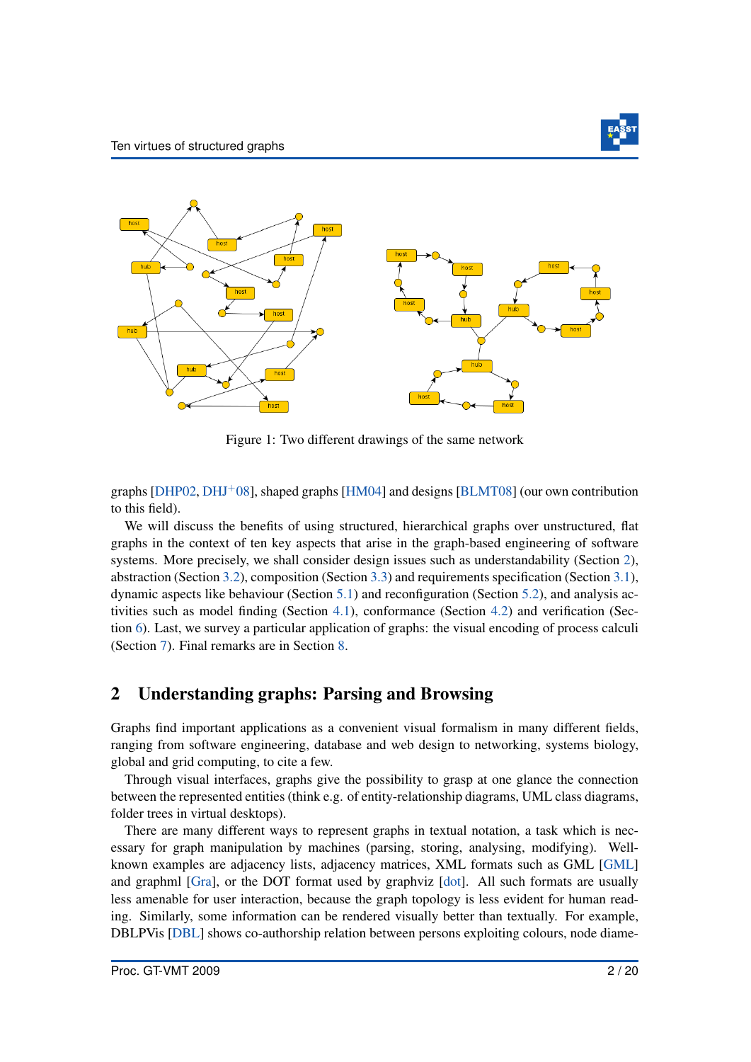Figure 1: Two different drawings of the same network

graphs [DHP02, DHJ[+]08], shaped graphs [HM04] and designs [BLMT08] (our own contribution to this field).

We will discuss the benefits of using structured, hierarchical graphs over unstructured, flat graphs in the context of ten key aspects that arise in the graph-based engineering of software systems. More precisely, we shall consider design issues such as understandability (Section 2), abstraction (Section 3.2), composition (Section 3.3) and requirements specification (Section 3.1), dynamic aspects like behaviour (Section 5.1) and reconfiguration (Section 5.2), and analysis activities such as model finding (Section 4.1), conformance (Section 4.2) and verification (Section 6). Last, we survey a particular application of graphs: the visual encoding of process calculi (Section 7). Final remarks are in Section 8.

## 2 Understanding graphs: Parsing and Browsing

Graphs find important applications as a convenient visual formalism in many different fields, ranging from software engineering, database and web design to networking, systems biology, global and grid computing, to cite a few.

Through visual interfaces, graphs give the possibility to grasp at one glance the connection between the represented entities (think e.g. of entity-relationship diagrams, UML class diagrams, folder trees in virtual desktops).

There are many different ways to represent graphs in textual notation, a task which is necessary for graph manipulation by machines (parsing, storing, analysing, modifying). Well-known examples are adjacency lists, adjacency matrices, XML formats such as GML [GML] and graphml [Gra], or the DOT format used by graphviz [dot]. All such formats are usually less amenable for user interaction, because the graph topology is less evident for human reading. Similarly, some information can be rendered visually better than textually. For example, DBLPVis [DBL] shows co-authorship relation between persons exploiting colours, node diame-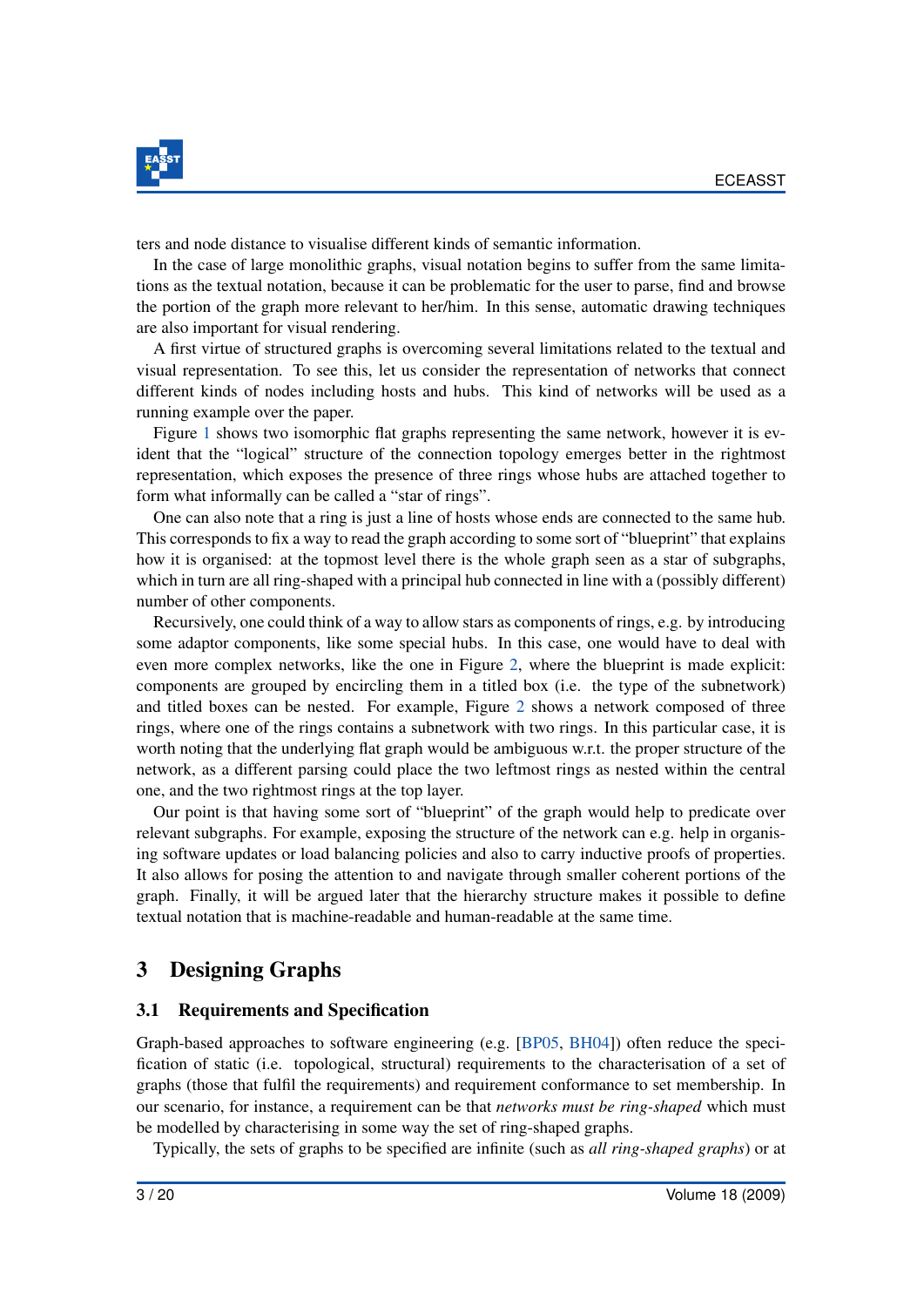ters and node distance to visualise different kinds of semantic information.

In the case of large monolithic graphs, visual notation begins to suffer from the same limitations as the textual notation, because it can be problematic for the user to parse, find and browse the portion of the graph more relevant to her/him. In this sense, automatic drawing techniques are also important for visual rendering.

A first virtue of structured graphs is overcoming several limitations related to the textual and visual representation. To see this, let us consider the representation of networks that connect different kinds of nodes including hosts and hubs. This kind of networks will be used as a running example over the paper.

Figure 1 shows two isomorphic flat graphs representing the same network, however it is evident that the "logical" structure of the connection topology emerges better in the rightmost representation, which exposes the presence of three rings whose hubs are attached together to form what informally can be called a "star of rings".

One can also note that a ring is just a line of hosts whose ends are connected to the same hub. This corresponds to fix a way to read the graph according to some sort of "blueprint" that explains how it is organised: at the topmost level there is the whole graph seen as a star of subgraphs, which in turn are all ring-shaped with a principal hub connected in line with a (possibly different) number of other components.

Recursively, one could think of a way to allow stars as components of rings, e.g. by introducing some adaptor components, like some special hubs. In this case, one would have to deal with even more complex networks, like the one in Figure 2, where the blueprint is made explicit: components are grouped by encircling them in a titled box (i.e. the type of the subnetwork) and titled boxes can be nested. For example, Figure 2 shows a network composed of three rings, where one of the rings contains a subnetwork with two rings. In this particular case, it is worth noting that the underlying flat graph would be ambiguous w.r.t. the proper structure of the network, as a different parsing could place the two leftmost rings as nested within the central one, and the two rightmost rings at the top layer.

Our point is that having some sort of "blueprint" of the graph would help to predicate over relevant subgraphs. For example, exposing the structure of the network can e.g. help in organising software updates or load balancing policies and also to carry inductive proofs of properties. It also allows for posing the attention to and navigate through smaller coherent portions of the graph. Finally, it will be argued later that the hierarchy structure makes it possible to define textual notation that is machine-readable and human-readable at the same time.

# 3 Designing Graphs

## 3.1 Requirements and Specification

Graph-based approaches to software engineering (e.g. [BP05, BH04]) often reduce the specification of static (i.e. topological, structural) requirements to the characterisation of a set of graphs (those that fulfil the requirements) and requirement conformance to set membership. In our scenario, for instance, a requirement can be that *networks must be ring-shaped* which must be modelled by characterising in some way the set of ring-shaped graphs.

Typically, the sets of graphs to be specified are infinite (such as *all ring-shaped graphs*) or at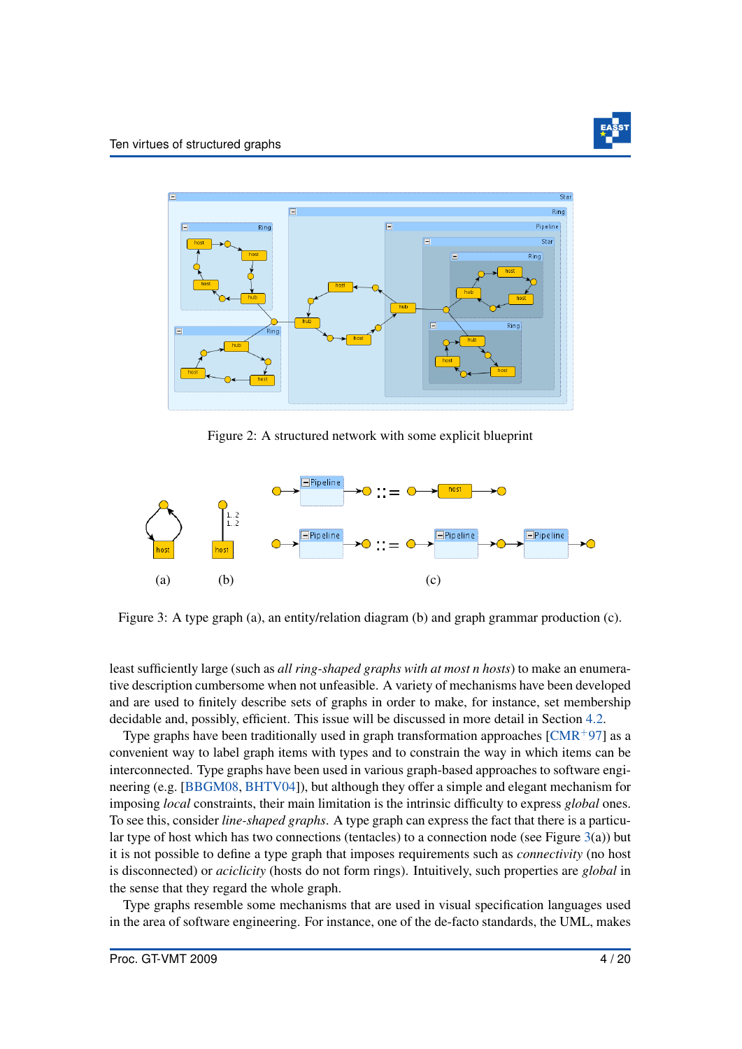Figure 2: A structured network with some explicit blueprint

Figure 3: A type graph (a), an entity/relation diagram (b) and graph grammar production (c).

least sufficiently large (such as *all ring-shaped graphs with at most n hosts*) to make an enumerative description cumbersome when not unfeasible. A variety of mechanisms have been developed and are used to finitely describe sets of graphs in order to make, for instance, set membership decidable and, possibly, efficient. This issue will be discussed in more detail in Section 4.2.

Type graphs have been traditionally used in graph transformation approaches [CMR+97] as a convenient way to label graph items with types and to constrain the way in which items can be interconnected. Type graphs have been used in various graph-based approaches to software engineering (e.g. [BBGM08, BHTV04]), but although they offer a simple and elegant mechanism for imposing *local* constraints, their main limitation is the intrinsic difficulty to express *global* ones. To see this, consider *line-shaped graphs*. A type graph can express the fact that there is a particular type of host which has two connections (tentacles) to a connection node (see Figure 3(a)) but it is not possible to define a type graph that imposes requirements such as *connectivity* (no host is disconnected) or *aciclicity* (hosts do not form rings). Intuitively, such properties are *global* in the sense that they regard the whole graph.

Type graphs resemble some mechanisms that are used in visual specification languages used in the area of software engineering. For instance, one of the de-facto standards, the UML, makes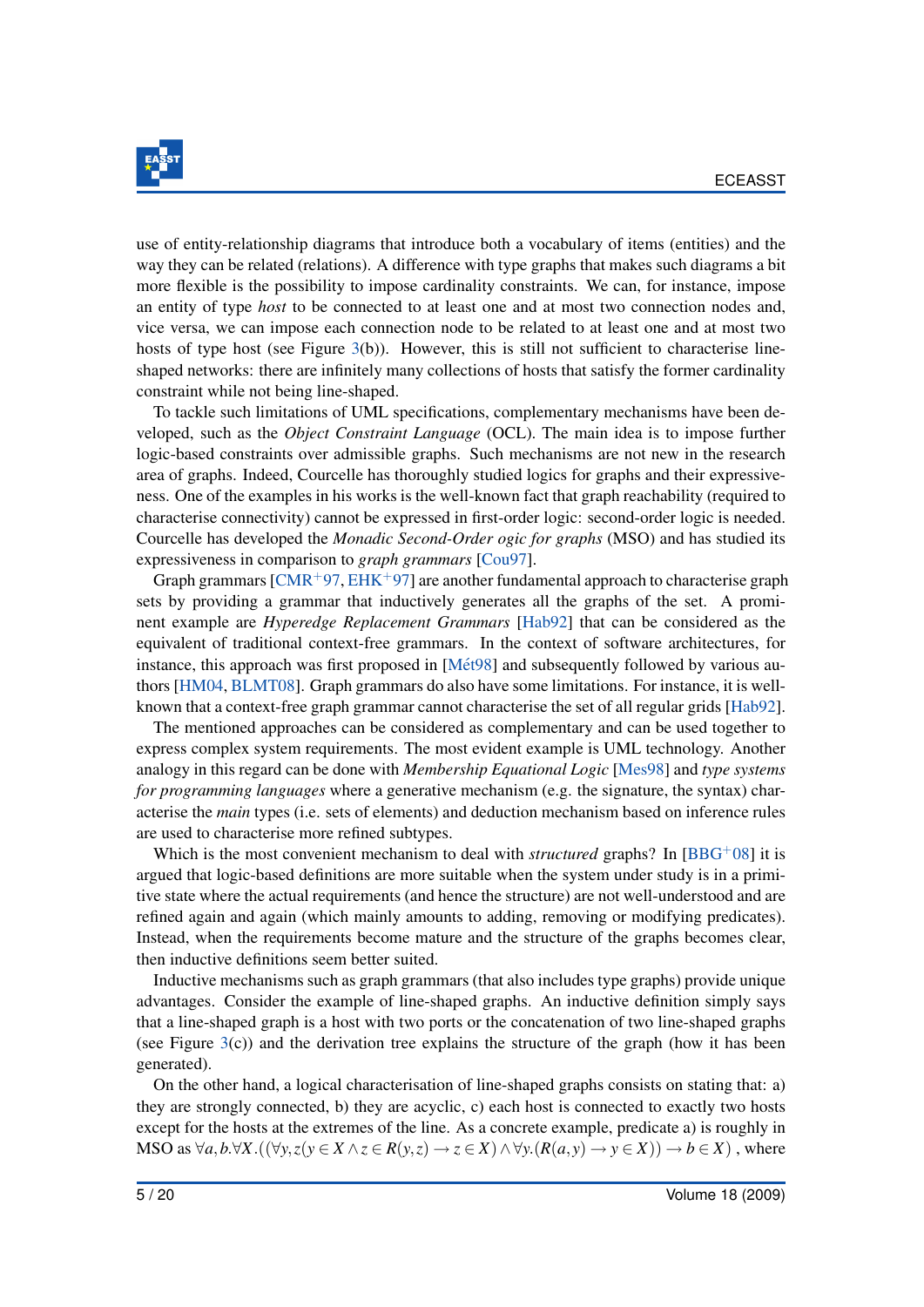use of entity-relationship diagrams that introduce both a vocabulary of items (entities) and the way they can be related (relations). A difference with type graphs that makes such diagrams a bit more flexible is the possibility to impose cardinality constraints. We can, for instance, impose an entity of type *host* to be connected to at least one and at most two connection nodes and, vice versa, we can impose each connection node to be related to at least one and at most two hosts of type host (see Figure 3(b)). However, this is still not sufficient to characterise line-shaped networks: there are infinitely many collections of hosts that satisfy the former cardinality constraint while not being line-shaped.

To tackle such limitations of UML specifications, complementary mechanisms have been developed, such as the *Object Constraint Language* (OCL). The main idea is to impose further logic-based constraints over admissible graphs. Such mechanisms are not new in the research area of graphs. Indeed, Courcelle has thoroughly studied logics for graphs and their expressiveness. One of the examples in his works is the well-known fact that graph reachability (required to characterise connectivity) cannot be expressed in first-order logic: second-order logic is needed. Courcelle has developed the *Monadic Second-Order ogic for graphs* (MSO) and has studied its expressiveness in comparison to *graph grammars* [Cou97].

Graph grammars [CMR+97, EHK+97] are another fundamental approach to characterise graph sets by providing a grammar that inductively generates all the graphs of the set. A prominent example are *Hyperedge Replacement Grammars* [Hab92] that can be considered as the equivalent of traditional context-free grammars. In the context of software architectures, for instance, this approach was first proposed in [Mét98] and subsequently followed by various authors [HM04, BLMT08]. Graph grammars do also have some limitations. For instance, it is well-known that a context-free graph grammar cannot characterise the set of all regular grids [Hab92].

The mentioned approaches can be considered as complementary and can be used together to express complex system requirements. The most evident example is UML technology. Another analogy in this regard can be done with *Membership Equational Logic* [Mes98] and *type systems for programming languages* where a generative mechanism (e.g. the signature, the syntax) characterise the *main* types (i.e. sets of elements) and deduction mechanism based on inference rules are used to characterise more refined subtypes.

Which is the most convenient mechanism to deal with *structured* graphs? In [BBG+08] it is argued that logic-based definitions are more suitable when the system under study is in a primitive state where the actual requirements (and hence the structure) are not well-understood and are refined again and again (which mainly amounts to adding, removing or modifying predicates). Instead, when the requirements become mature and the structure of the graphs becomes clear, then inductive definitions seem better suited.

Inductive mechanisms such as graph grammars (that also includes type graphs) provide unique advantages. Consider the example of line-shaped graphs. An inductive definition simply says that a line-shaped graph is a host with two ports or the concatenation of two line-shaped graphs (see Figure 3(c)) and the derivation tree explains the structure of the graph (how it has been generated).

On the other hand, a logical characterisation of line-shaped graphs consists on stating that: a) they are strongly connected, b) they are acyclic, c) each host is connected to exactly two hosts except for the hosts at the extremes of the line. As a concrete example, predicate a) is roughly in MSO as $\forall a,b.\forall X.((\forall y,z(y \in X \wedge z \in R(y,z) \rightarrow z \in X) \wedge \forall y.(R(a,y) \rightarrow y \in X)) \rightarrow b \in X)$ , where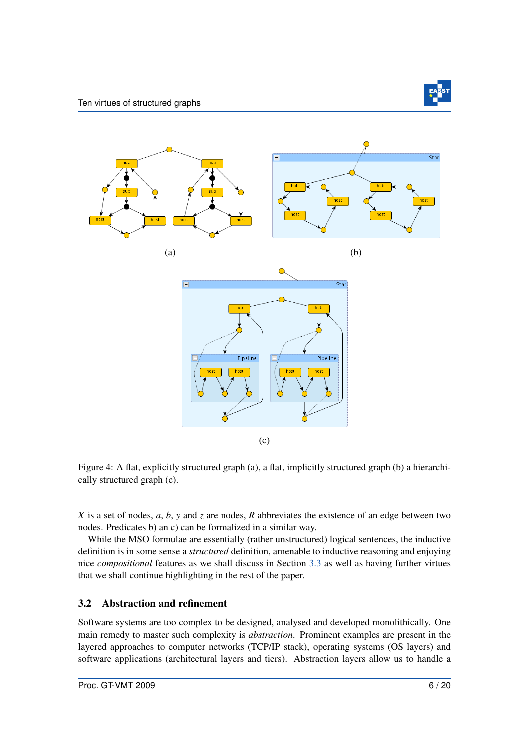(a)

(b)

hub, sub, host, Star, Pipeline

(c)

Figure 4: A flat, explicitly structured graph (a), a flat, implicitly structured graph (b) a hierarchically structured graph (c).

$X$ is a set of nodes, $a$, $b$, $y$ and $z$ are nodes, $R$ abbreviates the existence of an edge between two nodes. Predicates b) an c) can be formalized in a similar way.

While the MSO formulae are essentially (rather unstructured) logical sentences, the inductive definition is in some sense a *structured* definition, amenable to inductive reasoning and enjoying nice *compositional* features as we shall discuss in Section 3.3 as well as having further virtues that we shall continue highlighting in the rest of the paper.

## 3.2 Abstraction and refinement

Software systems are too complex to be designed, analysed and developed monolithically. One main remedy to master such complexity is *abstraction*. Prominent examples are present in the layered approaches to computer networks (TCP/IP stack), operating systems (OS layers) and software applications (architectural layers and tiers). Abstraction layers allow us to handle a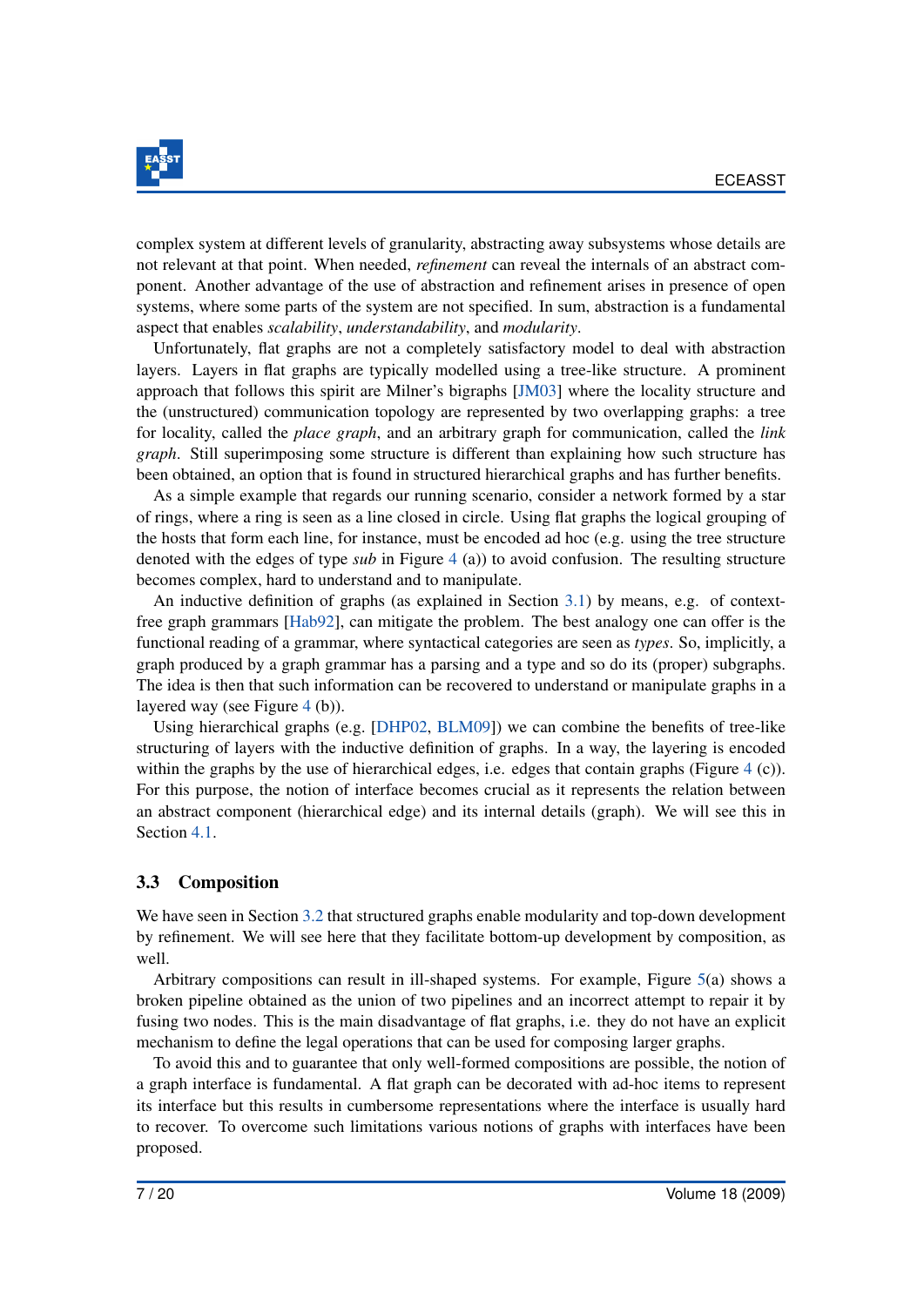complex system at different levels of granularity, abstracting away subsystems whose details are not relevant at that point. When needed, *refinement* can reveal the internals of an abstract component. Another advantage of the use of abstraction and refinement arises in presence of open systems, where some parts of the system are not specified. In sum, abstraction is a fundamental aspect that enables *scalability*, *understandability*, and *modularity*.

Unfortunately, flat graphs are not a completely satisfactory model to deal with abstraction layers. Layers in flat graphs are typically modelled using a tree-like structure. A prominent approach that follows this spirit are Milner's bigraphs [JM03] where the locality structure and the (unstructured) communication topology are represented by two overlapping graphs: a tree for locality, called the *place graph*, and an arbitrary graph for communication, called the *link graph*. Still superimposing some structure is different than explaining how such structure has been obtained, an option that is found in structured hierarchical graphs and has further benefits.

As a simple example that regards our running scenario, consider a network formed by a star of rings, where a ring is seen as a line closed in circle. Using flat graphs the logical grouping of the hosts that form each line, for instance, must be encoded ad hoc (e.g. using the tree structure denoted with the edges of type *sub* in Figure 4 (a)) to avoid confusion. The resulting structure becomes complex, hard to understand and to manipulate.

An inductive definition of graphs (as explained in Section 3.1) by means, e.g. of context-free graph grammars [Hab92], can mitigate the problem. The best analogy one can offer is the functional reading of a grammar, where syntactical categories are seen as *types*. So, implicitly, a graph produced by a graph grammar has a parsing and a type and so do its (proper) subgraphs. The idea is then that such information can be recovered to understand or manipulate graphs in a layered way (see Figure 4 (b)).

Using hierarchical graphs (e.g. [DHP02, BLM09]) we can combine the benefits of tree-like structuring of layers with the inductive definition of graphs. In a way, the layering is encoded within the graphs by the use of hierarchical edges, i.e. edges that contain graphs (Figure 4 (c)). For this purpose, the notion of interface becomes crucial as it represents the relation between an abstract component (hierarchical edge) and its internal details (graph). We will see this in Section 4.1.

### 3.3 Composition

We have seen in Section 3.2 that structured graphs enable modularity and top-down development by refinement. We will see here that they facilitate bottom-up development by composition, as well.

Arbitrary compositions can result in ill-shaped systems. For example, Figure 5(a) shows a broken pipeline obtained as the union of two pipelines and an incorrect attempt to repair it by fusing two nodes. This is the main disadvantage of flat graphs, i.e. they do not have an explicit mechanism to define the legal operations that can be used for composing larger graphs.

To avoid this and to guarantee that only well-formed compositions are possible, the notion of a graph interface is fundamental. A flat graph can be decorated with ad-hoc items to represent its interface but this results in cumbersome representations where the interface is usually hard to recover. To overcome such limitations various notions of graphs with interfaces have been proposed.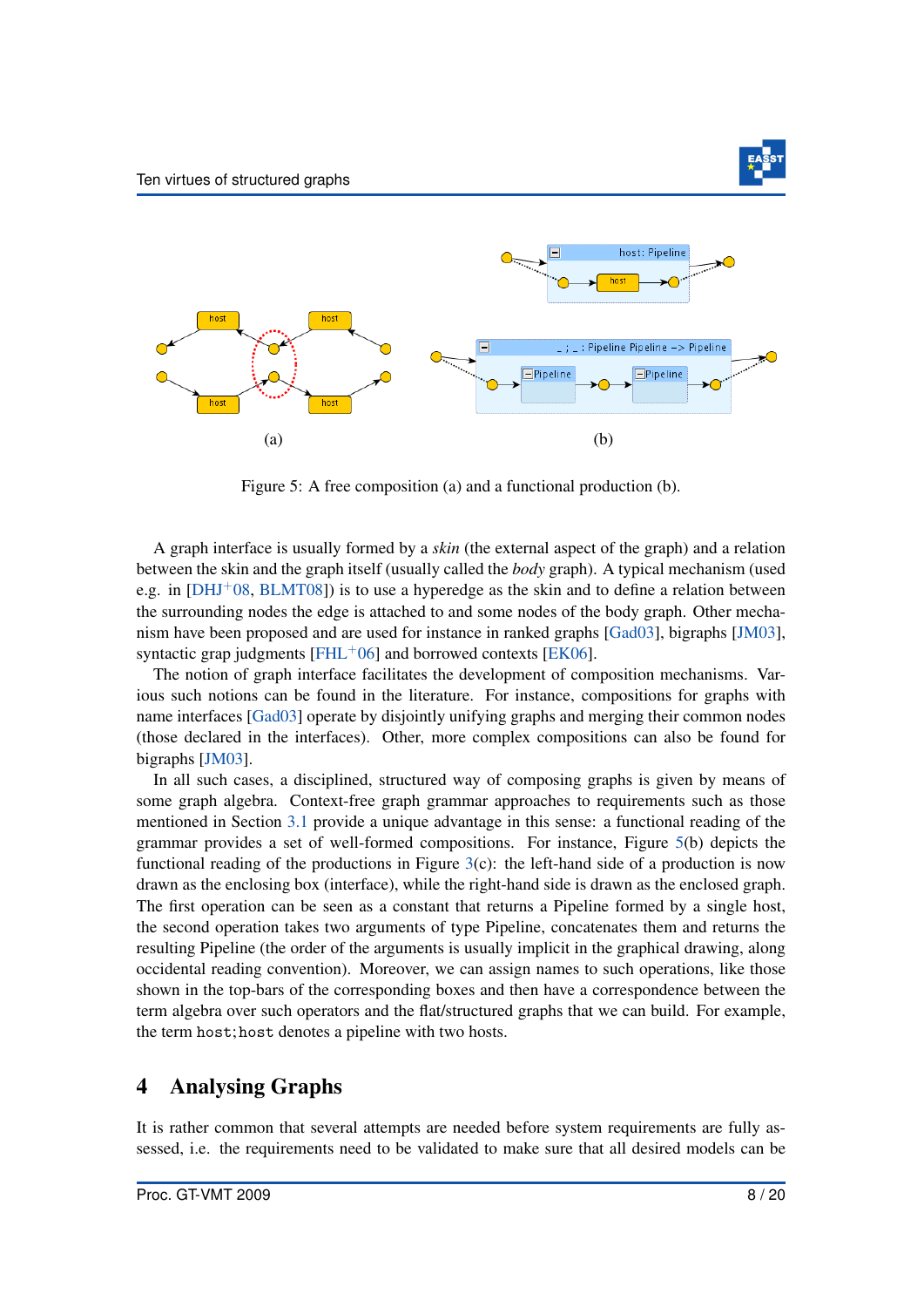host

host

host

host

(a)

host: Pipeline

host

_ ; _ : Pipeline Pipeline -> Pipeline

Pipeline

Pipeline

(b)

Figure 5: A free composition (a) and a functional production (b).

A graph interface is usually formed by a *skin* (the external aspect of the graph) and a relation between the skin and the graph itself (usually called the *body* graph). A typical mechanism (used e.g. in [DHJ+08, BLMT08]) is to use a hyperedge as the skin and to define a relation between the surrounding nodes the edge is attached to and some nodes of the body graph. Other mechanism have been proposed and are used for instance in ranked graphs [Gad03], bigraphs [JM03], syntactic grap judgments [FHL+06] and borrowed contexts [EK06].

The notion of graph interface facilitates the development of composition mechanisms. Various such notions can be found in the literature. For instance, compositions for graphs with name interfaces [Gad03] operate by disjointly unifying graphs and merging their common nodes (those declared in the interfaces). Other, more complex compositions can also be found for bigraphs [JM03].

In all such cases, a disciplined, structured way of composing graphs is given by means of some graph algebra. Context-free graph grammar approaches to requirements such as those mentioned in Section 3.1 provide a unique advantage in this sense: a functional reading of the grammar provides a set of well-formed compositions. For instance, Figure 5(b) depicts the functional reading of the productions in Figure 3(c): the left-hand side of a production is now drawn as the enclosing box (interface), while the right-hand side is drawn as the enclosed graph. The first operation can be seen as a constant that returns a Pipeline formed by a single host, the second operation takes two arguments of type Pipeline, concatenates them and returns the resulting Pipeline (the order of the arguments is usually implicit in the graphical drawing, along occidental reading convention). Moreover, we can assign names to such operations, like those shown in the top-bars of the corresponding boxes and then have a correspondence between the term algebra over such operators and the flat/structured graphs that we can build. For example, the term `host;host` denotes a pipeline with two hosts.

## 4 Analysing Graphs

It is rather common that several attempts are needed before system requirements are fully assessed, i.e. the requirements need to be validated to make sure that all desired models can be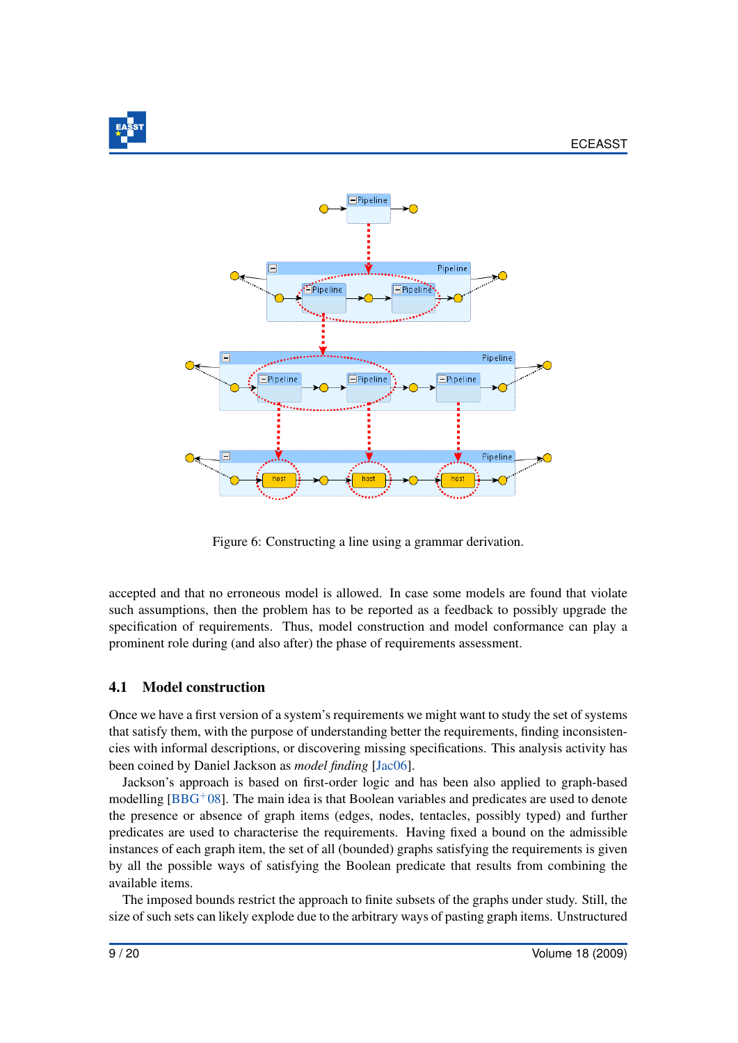Pipeline

Pipeline

Pipeline

Pipeline

Pipeline

Pipeline

Pipeline

Pipeline

Pipeline

host

host

host

Figure 6: Constructing a line using a grammar derivation.

accepted and that no erroneous model is allowed. In case some models are found that violate such assumptions, then the problem has to be reported as a feedback to possibly upgrade the specification of requirements. Thus, model construction and model conformance can play a prominent role during (and also after) the phase of requirements assessment.

## 4.1 Model construction

Once we have a first version of a system's requirements we might want to study the set of systems that satisfy them, with the purpose of understanding better the requirements, finding inconsistencies with informal descriptions, or discovering missing specifications. This analysis activity has been coined by Daniel Jackson as *model finding* [Jac06].

Jackson's approach is based on first-order logic and has been also applied to graph-based modelling [BBG+08]. The main idea is that Boolean variables and predicates are used to denote the presence or absence of graph items (edges, nodes, tentacles, possibly typed) and further predicates are used to characterise the requirements. Having fixed a bound on the admissible instances of each graph item, the set of all (bounded) graphs satisfying the requirements is given by all the possible ways of satisfying the Boolean predicate that results from combining the available items.

The imposed bounds restrict the approach to finite subsets of the graphs under study. Still, the size of such sets can likely explode due to the arbitrary ways of pasting graph items. Unstructured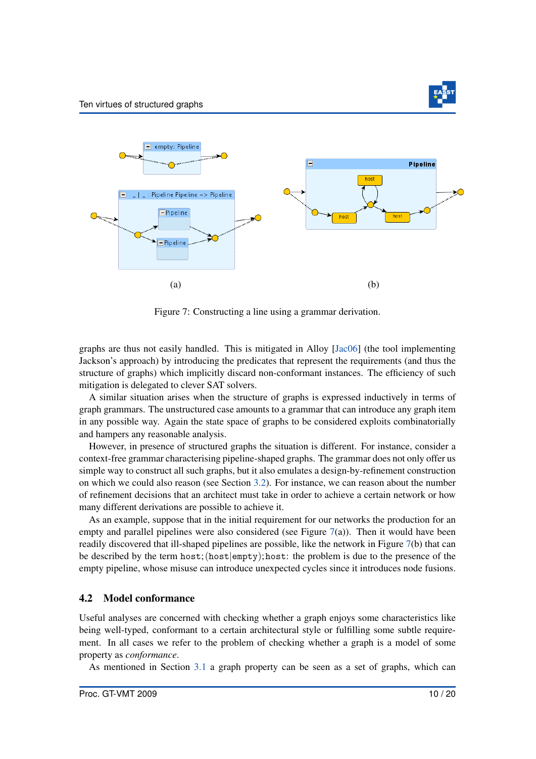empty: Pipeline

_ | _ : Pipeline Pipeline -> Pipeline

Pipeline

Pipeline

(a)

Pipeline

host

host

host

(b)

Figure 7: Constructing a line using a grammar derivation.

graphs are thus not easily handled. This is mitigated in Alloy [Jac06] (the tool implementing Jackson's approach) by introducing the predicates that represent the requirements (and thus the structure of graphs) which implicitly discard non-conformant instances. The efficiency of such mitigation is delegated to clever SAT solvers.

A similar situation arises when the structure of graphs is expressed inductively in terms of graph grammars. The unstructured case amounts to a grammar that can introduce any graph item in any possible way. Again the state space of graphs to be considered exploits combinatorially and hampers any reasonable analysis.

However, in presence of structured graphs the situation is different. For instance, consider a context-free grammar characterising pipeline-shaped graphs. The grammar does not only offer us simple way to construct all such graphs, but it also emulates a design-by-refinement construction on which we could also reason (see Section 3.2). For instance, we can reason about the number of refinement decisions that an architect must take in order to achieve a certain network or how many different derivations are possible to achieve it.

As an example, suppose that in the initial requirement for our networks the production for an empty and parallel pipelines were also considered (see Figure 7(a)). Then it would have been readily discovered that ill-shaped pipelines are possible, like the network in Figure 7(b) that can be described by the term `host`;(`host`|`empty`);`host`: the problem is due to the presence of the empty pipeline, whose misuse can introduce unexpected cycles since it introduces node fusions.

### 4.2 Model conformance

Useful analyses are concerned with checking whether a graph enjoys some characteristics like being well-typed, conformant to a certain architectural style or fulfilling some subtle requirement. In all cases we refer to the problem of checking whether a graph is a model of some property as *conformance*.

As mentioned in Section 3.1 a graph property can be seen as a set of graphs, which can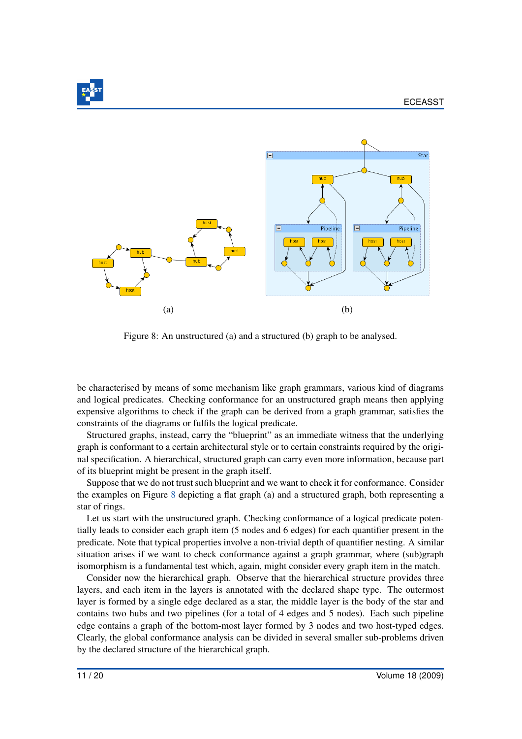host

host

hub

host

hub

host

host

(a)

Star

hub

hub

Pipeline

Pipeline

host

host

host

host

(b)

Figure 8: An unstructured (a) and a structured (b) graph to be analysed.

be characterised by means of some mechanism like graph grammars, various kind of diagrams and logical predicates. Checking conformance for an unstructured graph means then applying expensive algorithms to check if the graph can be derived from a graph grammar, satisfies the constraints of the diagrams or fulfils the logical predicate.

Structured graphs, instead, carry the "blueprint" as an immediate witness that the underlying graph is conformant to a certain architectural style or to certain constraints required by the original specification. A hierarchical, structured graph can carry even more information, because part of its blueprint might be present in the graph itself.

Suppose that we do not trust such blueprint and we want to check it for conformance. Consider the examples on Figure 8 depicting a flat graph (a) and a structured graph, both representing a star of rings.

Let us start with the unstructured graph. Checking conformance of a logical predicate potentially leads to consider each graph item (5 nodes and 6 edges) for each quantifier present in the predicate. Note that typical properties involve a non-trivial depth of quantifier nesting. A similar situation arises if we want to check conformance against a graph grammar, where (sub)graph isomorphism is a fundamental test which, again, might consider every graph item in the match.

Consider now the hierarchical graph. Observe that the hierarchical structure provides three layers, and each item in the layers is annotated with the declared shape type. The outermost layer is formed by a single edge declared as a star, the middle layer is the body of the star and contains two hubs and two pipelines (for a total of 4 edges and 5 nodes). Each such pipeline edge contains a graph of the bottom-most layer formed by 3 nodes and two host-typed edges. Clearly, the global conformance analysis can be divided in several smaller sub-problems driven by the declared structure of the hierarchical graph.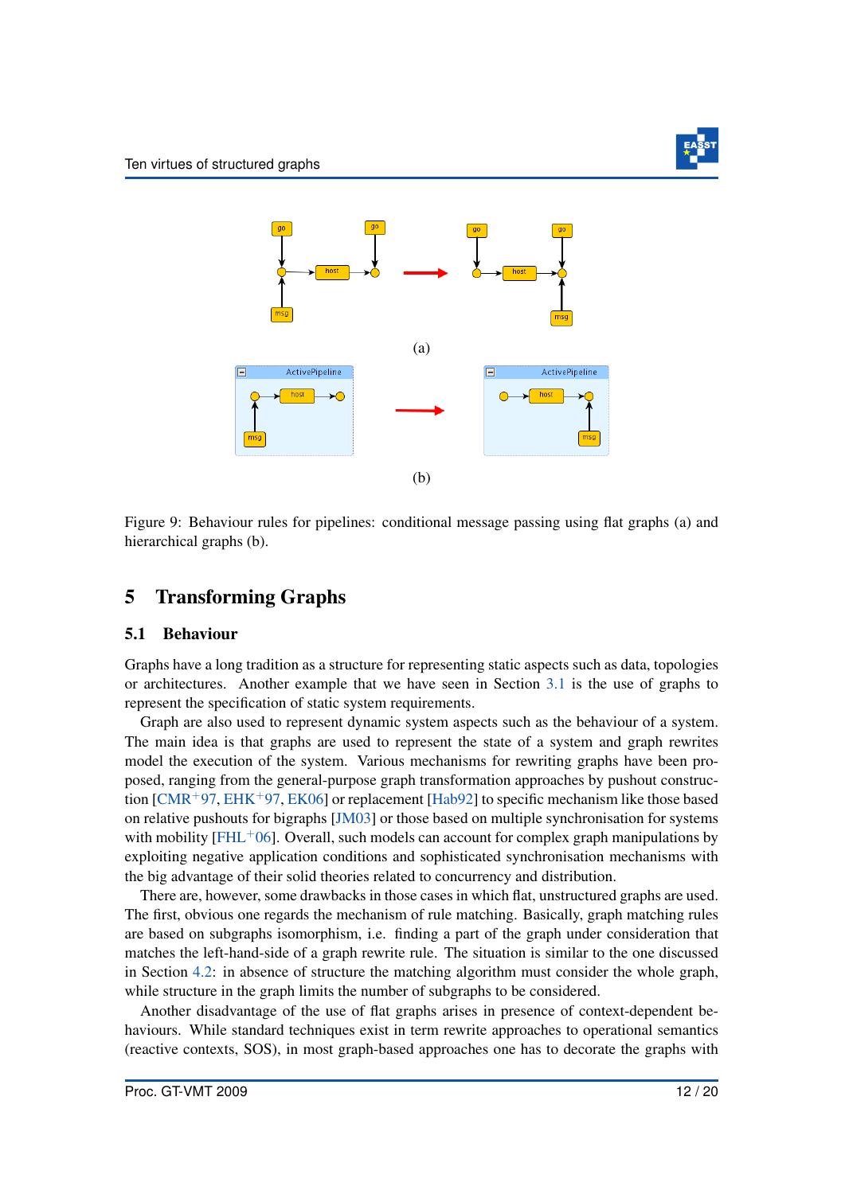go go go go
host host
msg msg

(a)

ActivePipeline ActivePipeline
host host
msg msg

(b)

Figure 9: Behaviour rules for pipelines: conditional message passing using flat graphs (a) and hierarchical graphs (b).

# 5 Transforming Graphs

## 5.1 Behaviour

Graphs have a long tradition as a structure for representing static aspects such as data, topologies or architectures. Another example that we have seen in Section 3.1 is the use of graphs to represent the specification of static system requirements.

Graph are also used to represent dynamic system aspects such as the behaviour of a system. The main idea is that graphs are used to represent the state of a system and graph rewrites model the execution of the system. Various mechanisms for rewriting graphs have been proposed, ranging from the general-purpose graph transformation approaches by pushout construction [CMR+97, EHK+97, EK06] or replacement [Hab92] to specific mechanism like those based on relative pushouts for bigraphs [JM03] or those based on multiple synchronisation for systems with mobility [FHL+06]. Overall, such models can account for complex graph manipulations by exploiting negative application conditions and sophisticated synchronisation mechanisms with the big advantage of their solid theories related to concurrency and distribution.

There are, however, some drawbacks in those cases in which flat, unstructured graphs are used. The first, obvious one regards the mechanism of rule matching. Basically, graph matching rules are based on subgraphs isomorphism, i.e. finding a part of the graph under consideration that matches the left-hand-side of a graph rewrite rule. The situation is similar to the one discussed in Section 4.2: in absence of structure the matching algorithm must consider the whole graph, while structure in the graph limits the number of subgraphs to be considered.

Another disadvantage of the use of flat graphs arises in presence of context-dependent behaviours. While standard techniques exist in term rewrite approaches to operational semantics (reactive contexts, SOS), in most graph-based approaches one has to decorate the graphs with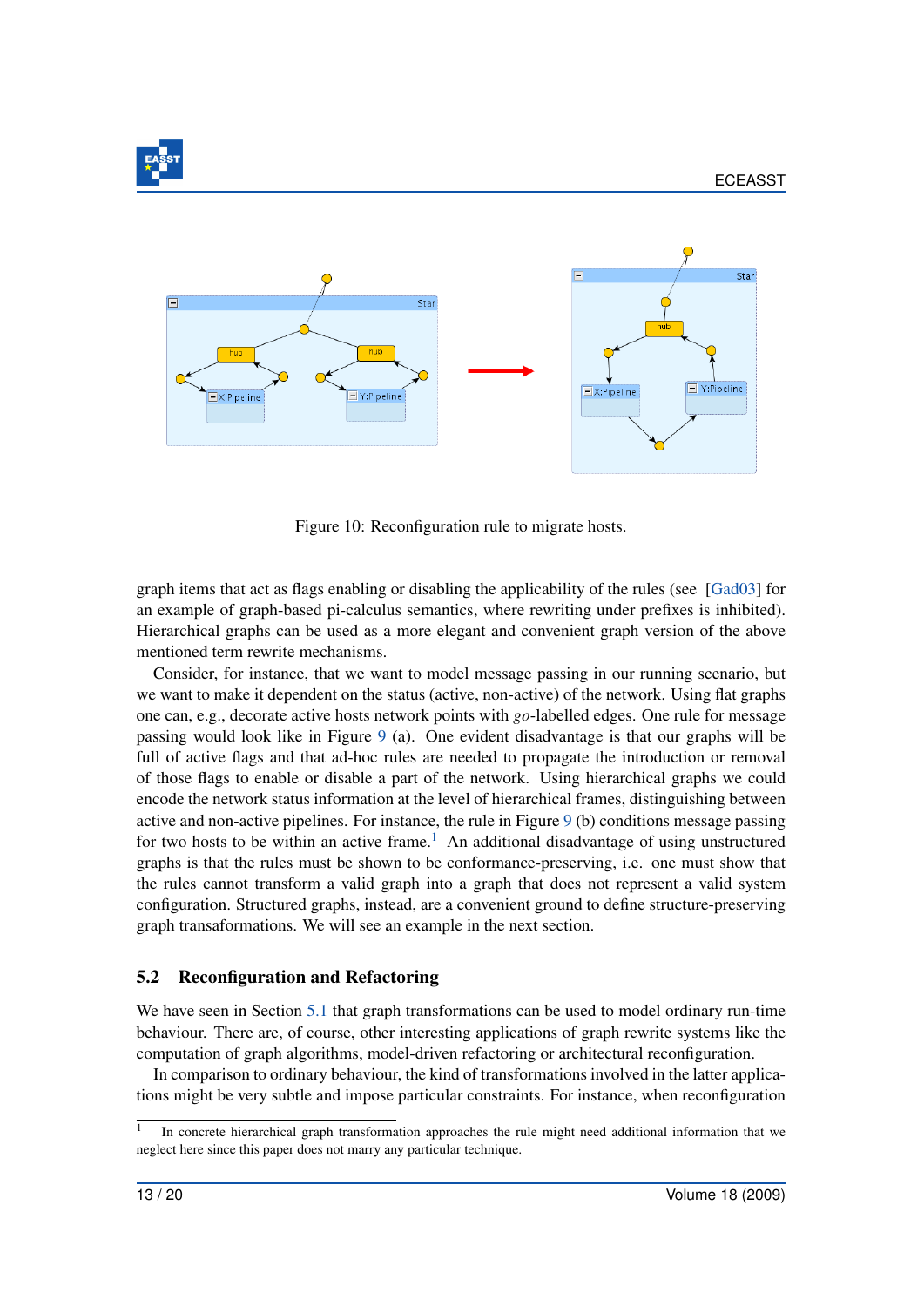Star

hub

hub

X:Pipeline

Y:Pipeline

Star

hub

X:Pipeline

Y:Pipeline

Figure 10: Reconfiguration rule to migrate hosts.

graph items that act as flags enabling or disabling the applicability of the rules (see [Gad03] for an example of graph-based pi-calculus semantics, where rewriting under prefixes is inhibited). Hierarchical graphs can be used as a more elegant and convenient graph version of the above mentioned term rewrite mechanisms.

Consider, for instance, that we want to model message passing in our running scenario, but we want to make it dependent on the status (active, non-active) of the network. Using flat graphs one can, e.g., decorate active hosts network points with *go*-labelled edges. One rule for message passing would look like in Figure 9 (a). One evident disadvantage is that our graphs will be full of active flags and that ad-hoc rules are needed to propagate the introduction or removal of those flags to enable or disable a part of the network. Using hierarchical graphs we could encode the network status information at the level of hierarchical frames, distinguishing between active and non-active pipelines. For instance, the rule in Figure 9 (b) conditions message passing for two hosts to be within an active frame.[1] An additional disadvantage of using unstructured graphs is that the rules must be shown to be conformance-preserving, i.e. one must show that the rules cannot transform a valid graph into a graph that does not represent a valid system configuration. Structured graphs, instead, are a convenient ground to define structure-preserving graph transafomations. We will see an example in the next section.

## 5.2 Reconfiguration and Refactoring

We have seen in Section 5.1 that graph transformations can be used to model ordinary run-time behaviour. There are, of course, other interesting applications of graph rewrite systems like the computation of graph algorithms, model-driven refactoring or architectural reconfiguration.

In comparison to ordinary behaviour, the kind of transformations involved in the latter applications might be very subtle and impose particular constraints. For instance, when reconfiguration

[1] In concrete hierarchical graph transformation approaches the rule might need additional information that we neglect here since this paper does not marry any particular technique.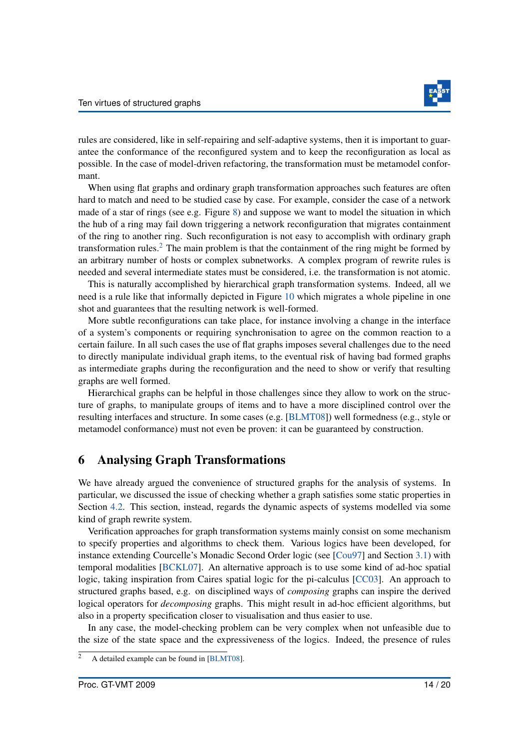rules are considered, like in self-repairing and self-adaptive systems, then it is important to guarantee the conformance of the reconfigured system and to keep the reconfiguration as local as possible. In the case of model-driven refactoring, the transformation must be metamodel conformant.

When using flat graphs and ordinary graph transformation approaches such features are often hard to match and need to be studied case by case. For example, consider the case of a network made of a star of rings (see e.g. Figure 8) and suppose we want to model the situation in which the hub of a ring may fail down triggering a network reconfiguration that migrates containment of the ring to another ring. Such reconfiguration is not easy to accomplish with ordinary graph transformation rules.[2] The main problem is that the containment of the ring might be formed by an arbitrary number of hosts or complex subnetworks. A complex program of rewrite rules is needed and several intermediate states must be considered, i.e. the transformation is not atomic.

This is naturally accomplished by hierarchical graph transformation systems. Indeed, all we need is a rule like that informally depicted in Figure 10 which migrates a whole pipeline in one shot and guarantees that the resulting network is well-formed.

More subtle reconfigurations can take place, for instance involving a change in the interface of a system's components or requiring synchronisation to agree on the common reaction to a certain failure. In all such cases the use of flat graphs imposes several challenges due to the need to directly manipulate individual graph items, to the eventual risk of having bad formed graphs as intermediate graphs during the reconfiguration and the need to show or verify that resulting graphs are well formed.

Hierarchical graphs can be helpful in those challenges since they allow to work on the structure of graphs, to manipulate groups of items and to have a more disciplined control over the resulting interfaces and structure. In some cases (e.g. [BLMT08]) well formedness (e.g., style or metamodel conformance) must not even be proven: it can be guaranteed by construction.

## 6 Analysing Graph Transformations

We have already argued the convenience of structured graphs for the analysis of systems. In particular, we discussed the issue of checking whether a graph satisfies some static properties in Section 4.2. This section, instead, regards the dynamic aspects of systems modelled via some kind of graph rewrite system.

Verification approaches for graph transformation systems mainly consist on some mechanism to specify properties and algorithms to check them. Various logics have been developed, for instance extending Courcelle's Monadic Second Order logic (see [Cou97] and Section 3.1) with temporal modalities [BCKL07]. An alternative approach is to use some kind of ad-hoc spatial logic, taking inspiration from Caires spatial logic for the pi-calculus [CC03]. An approach to structured graphs based, e.g. on disciplined ways of *composing* graphs can inspire the derived logical operators for *decomposing* graphs. This might result in ad-hoc efficient algorithms, but also in a property specification closer to visualisation and thus easier to use.

In any case, the model-checking problem can be very complex when not unfeasible due to the size of the state space and the expressiveness of the logics. Indeed, the presence of rules

[2] A detailed example can be found in [BLMT08].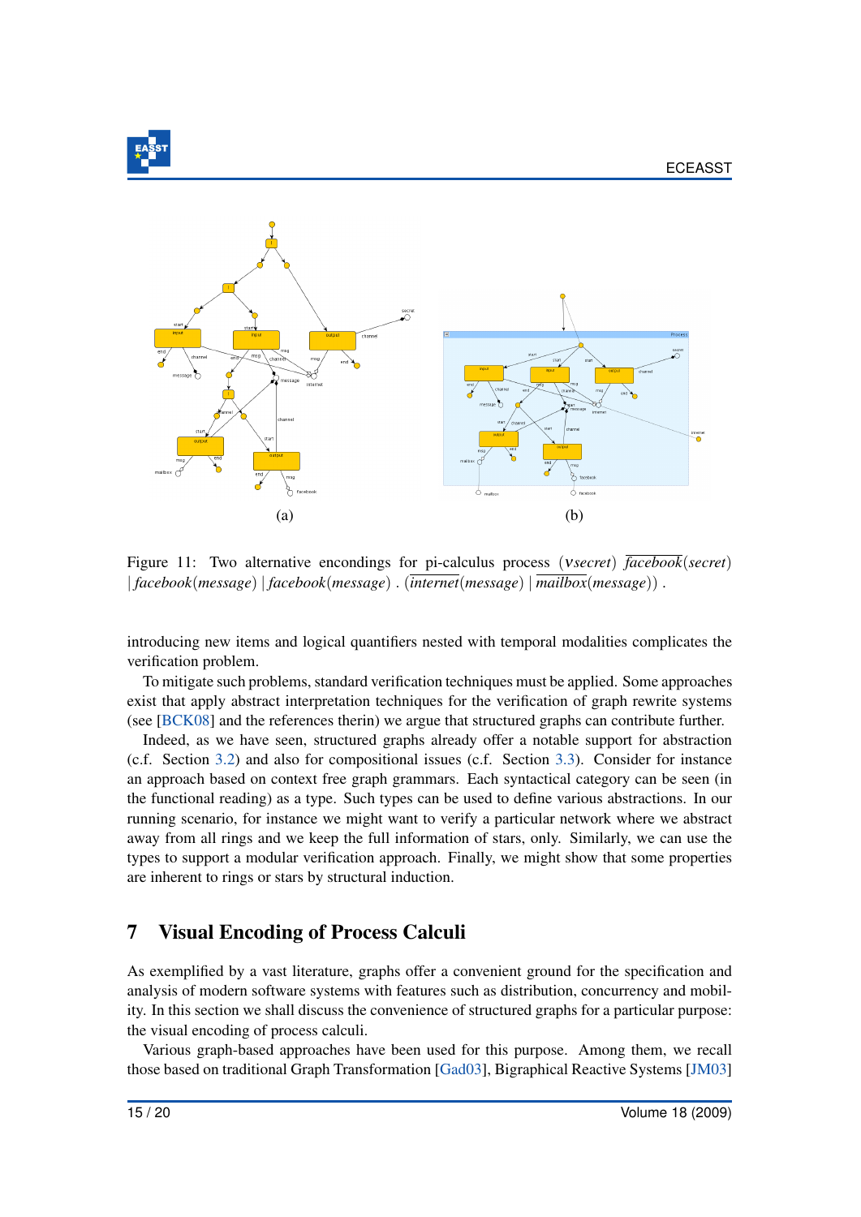(a)

(b)

Figure 11: Two alternative encondings for pi-calculus process $(\nu secret)\ \overline{facebook}(secret)$ $\mid facebook(message) \mid facebook(message)\ .\ (\overline{internet}(message) \mid \overline{mailbox}(message))$ .

introducing new items and logical quantifiers nested with temporal modalities complicates the verification problem.

To mitigate such problems, standard verification techniques must be applied. Some approaches exist that apply abstract interpretation techniques for the verification of graph rewrite systems (see [BCK08] and the references therin) we argue that structured graphs can contribute further.

Indeed, as we have seen, structured graphs already offer a notable support for abstraction (c.f. Section 3.2) and also for compositional issues (c.f. Section 3.3). Consider for instance an approach based on context free graph grammars. Each syntactical category can be seen (in the functional reading) as a type. Such types can be used to define various abstractions. In our running scenario, for instance we might want to verify a particular network where we abstract away from all rings and we keep the full information of stars, only. Similarly, we can use the types to support a modular verification approach. Finally, we might show that some properties are inherent to rings or stars by structural induction.

## 7 Visual Encoding of Process Calculi

As exemplified by a vast literature, graphs offer a convenient ground for the specification and analysis of modern software systems with features such as distribution, concurrency and mobility. In this section we shall discuss the convenience of structured graphs for a particular purpose: the visual encoding of process calculi.

Various graph-based approaches have been used for this purpose. Among them, we recall those based on traditional Graph Transformation [Gad03], Bigraphical Reactive Systems [JM03]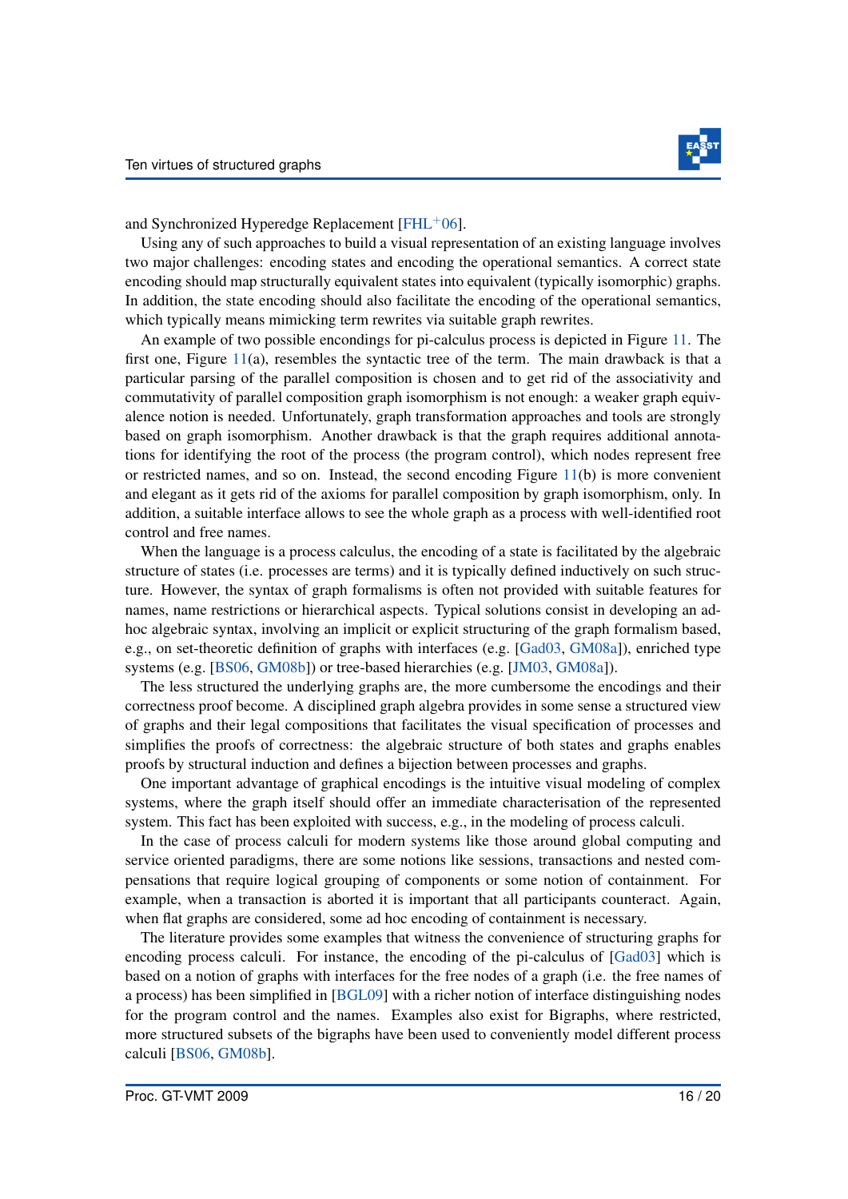and Synchronized Hyperedge Replacement [FHL+06].

Using any of such approaches to build a visual representation of an existing language involves two major challenges: encoding states and encoding the operational semantics. A correct state encoding should map structurally equivalent states into equivalent (typically isomorphic) graphs. In addition, the state encoding should also facilitate the encoding of the operational semantics, which typically means mimicking term rewrites via suitable graph rewrites.

An example of two possible encodings for pi-calculus process is depicted in Figure 11. The first one, Figure 11(a), resembles the syntactic tree of the term. The main drawback is that a particular parsing of the parallel composition is chosen and to get rid of the associativity and commutativity of parallel composition graph isomorphism is not enough: a weaker graph equivalence notion is needed. Unfortunately, graph transformation approaches and tools are strongly based on graph isomorphism. Another drawback is that the graph requires additional annotations for identifying the root of the process (the program control), which nodes represent free or restricted names, and so on. Instead, the second encoding Figure 11(b) is more convenient and elegant as it gets rid of the axioms for parallel composition by graph isomorphism, only. In addition, a suitable interface allows to see the whole graph as a process with well-identified root control and free names.

When the language is a process calculus, the encoding of a state is facilitated by the algebraic structure of states (i.e. processes are terms) and it is typically defined inductively on such structure. However, the syntax of graph formalisms is often not provided with suitable features for names, name restrictions or hierarchical aspects. Typical solutions consist in developing an ad-hoc algebraic syntax, involving an implicit or explicit structuring of the graph formalism based, e.g., on set-theoretic definition of graphs with interfaces (e.g. [Gad03, GM08a]), enriched type systems (e.g. [BS06, GM08b]) or tree-based hierarchies (e.g. [JM03, GM08a]).

The less structured the underlying graphs are, the more cumbersome the encodings and their correctness proof become. A disciplined graph algebra provides in some sense a structured view of graphs and their legal compositions that facilitates the visual specification of processes and simplifies the proofs of correctness: the algebraic structure of both states and graphs enables proofs by structural induction and defines a bijection between processes and graphs.

One important advantage of graphical encodings is the intuitive visual modeling of complex systems, where the graph itself should offer an immediate characterisation of the represented system. This fact has been exploited with success, e.g., in the modeling of process calculi.

In the case of process calculi for modern systems like those around global computing and service oriented paradigms, there are some notions like sessions, transactions and nested compensations that require logical grouping of components or some notion of containment. For example, when a transaction is aborted it is important that all participants counteract. Again, when flat graphs are considered, some ad hoc encoding of containment is necessary.

The literature provides some examples that witness the convenience of structuring graphs for encoding process calculi. For instance, the encoding of the pi-calculus of [Gad03] which is based on a notion of graphs with interfaces for the free nodes of a graph (i.e. the free names of a process) has been simplified in [BGL09] with a richer notion of interface distinguishing nodes for the program control and the names. Examples also exist for Bigraphs, where restricted, more structured subsets of the bigraphs have been used to conveniently model different process calculi [BS06, GM08b].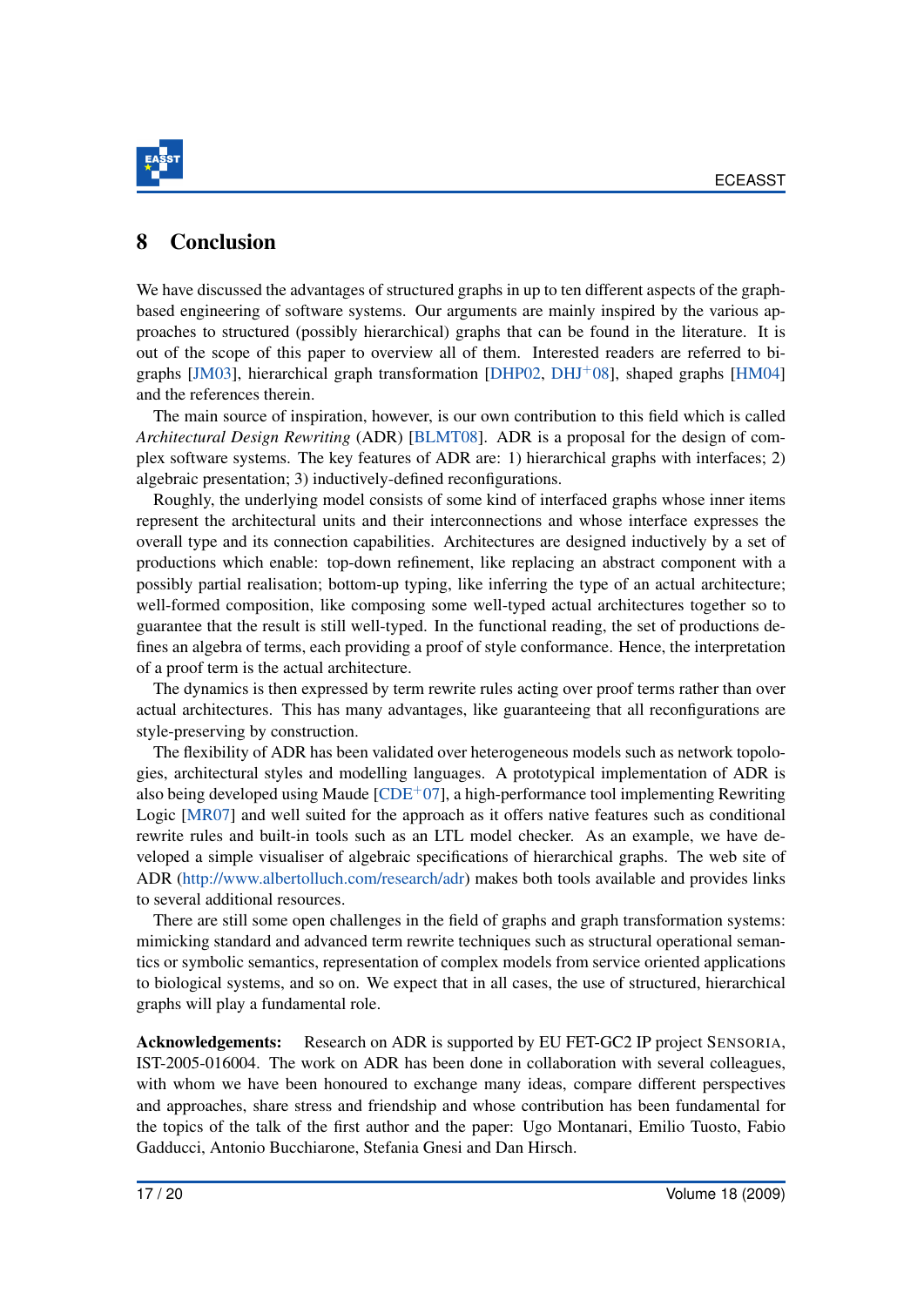## 8 Conclusion

We have discussed the advantages of structured graphs in up to ten different aspects of the graph-based engineering of software systems. Our arguments are mainly inspired by the various approaches to structured (possibly hierarchical) graphs that can be found in the literature. It is out of the scope of this paper to overview all of them. Interested readers are referred to bigraphs [JM03], hierarchical graph transformation [DHP02, DHJ+08], shaped graphs [HM04] and the references therein.

The main source of inspiration, however, is our own contribution to this field which is called *Architectural Design Rewriting* (ADR) [BLMT08]. ADR is a proposal for the design of complex software systems. The key features of ADR are: 1) hierarchical graphs with interfaces; 2) algebraic presentation; 3) inductively-defined reconfigurations.

Roughly, the underlying model consists of some kind of interfaced graphs whose inner items represent the architectural units and their interconnections and whose interface expresses the overall type and its connection capabilities. Architectures are designed inductively by a set of productions which enable: top-down refinement, like replacing an abstract component with a possibly partial realisation; bottom-up typing, like inferring the type of an actual architecture; well-formed composition, like composing some well-typed actual architectures together so to guarantee that the result is still well-typed. In the functional reading, the set of productions defines an algebra of terms, each providing a proof of style conformance. Hence, the interpretation of a proof term is the actual architecture.

The dynamics is then expressed by term rewrite rules acting over proof terms rather than over actual architectures. This has many advantages, like guaranteeing that all reconfigurations are style-preserving by construction.

The flexibility of ADR has been validated over heterogeneous models such as network topologies, architectural styles and modelling languages. A prototypical implementation of ADR is also being developed using Maude [CDE+07], a high-performance tool implementing Rewriting Logic [MR07] and well suited for the approach as it offers native features such as conditional rewrite rules and built-in tools such as an LTL model checker. As an example, we have developed a simple visualiser of algebraic specifications of hierarchical graphs. The web site of ADR (http://www.albertolluch.com/research/adr) makes both tools available and provides links to several additional resources.

There are still some open challenges in the field of graphs and graph transformation systems: mimicking standard and advanced term rewrite techniques such as structural operational semantics or symbolic semantics, representation of complex models from service oriented applications to biological systems, and so on. We expect that in all cases, the use of structured, hierarchical graphs will play a fundamental role.

**Acknowledgements:** Research on ADR is supported by EU FET-GC2 IP project SENSORIA, IST-2005-016004. The work on ADR has been done in collaboration with several colleagues, with whom we have been honoured to exchange many ideas, compare different perspectives and approaches, share stress and friendship and whose contribution has been fundamental for the topics of the talk of the first author and the paper: Ugo Montanari, Emilio Tuosto, Fabio Gadducci, Antonio Bucchiarone, Stefania Gnesi and Dan Hirsch.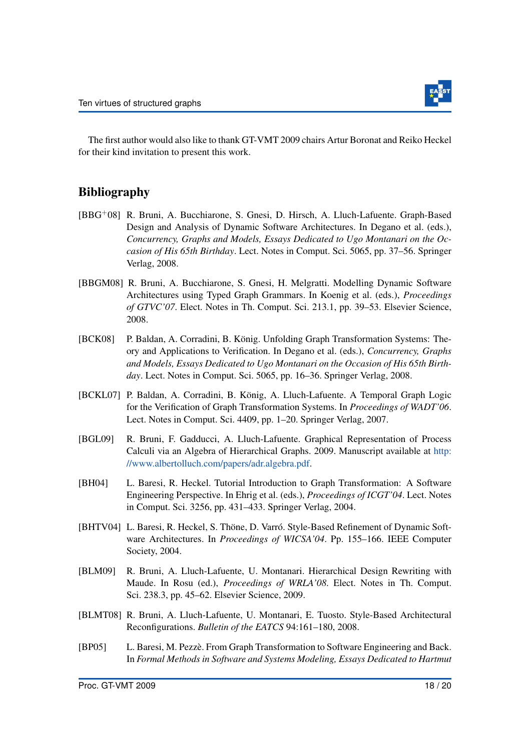The first author would also like to thank GT-VMT 2009 chairs Artur Boronat and Reiko Heckel for their kind invitation to present this work.

## Bibliography

[BBG+08] R. Bruni, A. Bucchiarone, S. Gnesi, D. Hirsch, A. Lluch-Lafuente. Graph-Based Design and Analysis of Dynamic Software Architectures. In Degano et al. (eds.), *Concurrency, Graphs and Models, Essays Dedicated to Ugo Montanari on the Occasion of His 65th Birthday*. Lect. Notes in Comput. Sci. 5065, pp. 37–56. Springer Verlag, 2008.

[BBGM08] R. Bruni, A. Bucchiarone, S. Gnesi, H. Melgratti. Modelling Dynamic Software Architectures using Typed Graph Grammars. In Koenig et al. (eds.), *Proceedings of GTVC'07*. Elect. Notes in Th. Comput. Sci. 213.1, pp. 39–53. Elsevier Science, 2008.

[BCK08] P. Baldan, A. Corradini, B. König. Unfolding Graph Transformation Systems: Theory and Applications to Verification. In Degano et al. (eds.), *Concurrency, Graphs and Models, Essays Dedicated to Ugo Montanari on the Occasion of His 65th Birthday*. Lect. Notes in Comput. Sci. 5065, pp. 16–36. Springer Verlag, 2008.

[BCKL07] P. Baldan, A. Corradini, B. König, A. Lluch-Lafuente. A Temporal Graph Logic for the Verification of Graph Transformation Systems. In *Proceedings of WADT'06*. Lect. Notes in Comput. Sci. 4409, pp. 1–20. Springer Verlag, 2007.

[BGL09] R. Bruni, F. Gadducci, A. Lluch-Lafuente. Graphical Representation of Process Calculi via an Algebra of Hierarchical Graphs. 2009. Manuscript available at http://www.albertolluch.com/papers/adr.algebra.pdf.

[BH04] L. Baresi, R. Heckel. Tutorial Introduction to Graph Transformation: A Software Engineering Perspective. In Ehrig et al. (eds.), *Proceedings of ICGT'04*. Lect. Notes in Comput. Sci. 3256, pp. 431–433. Springer Verlag, 2004.

[BHTV04] L. Baresi, R. Heckel, S. Thöne, D. Varró. Style-Based Refinement of Dynamic Software Architectures. In *Proceedings of WICSA'04*. Pp. 155–166. IEEE Computer Society, 2004.

[BLM09] R. Bruni, A. Lluch-Lafuente, U. Montanari. Hierarchical Design Rewriting with Maude. In Rosu (ed.), *Proceedings of WRLA'08*. Elect. Notes in Th. Comput. Sci. 238.3, pp. 45–62. Elsevier Science, 2009.

[BLMT08] R. Bruni, A. Lluch-Lafuente, U. Montanari, E. Tuosto. Style-Based Architectural Reconfigurations. *Bulletin of the EATCS* 94:161–180, 2008.

[BP05] L. Baresi, M. Pezzè. From Graph Transformation to Software Engineering and Back. In *Formal Methods in Software and Systems Modeling, Essays Dedicated to Hartmut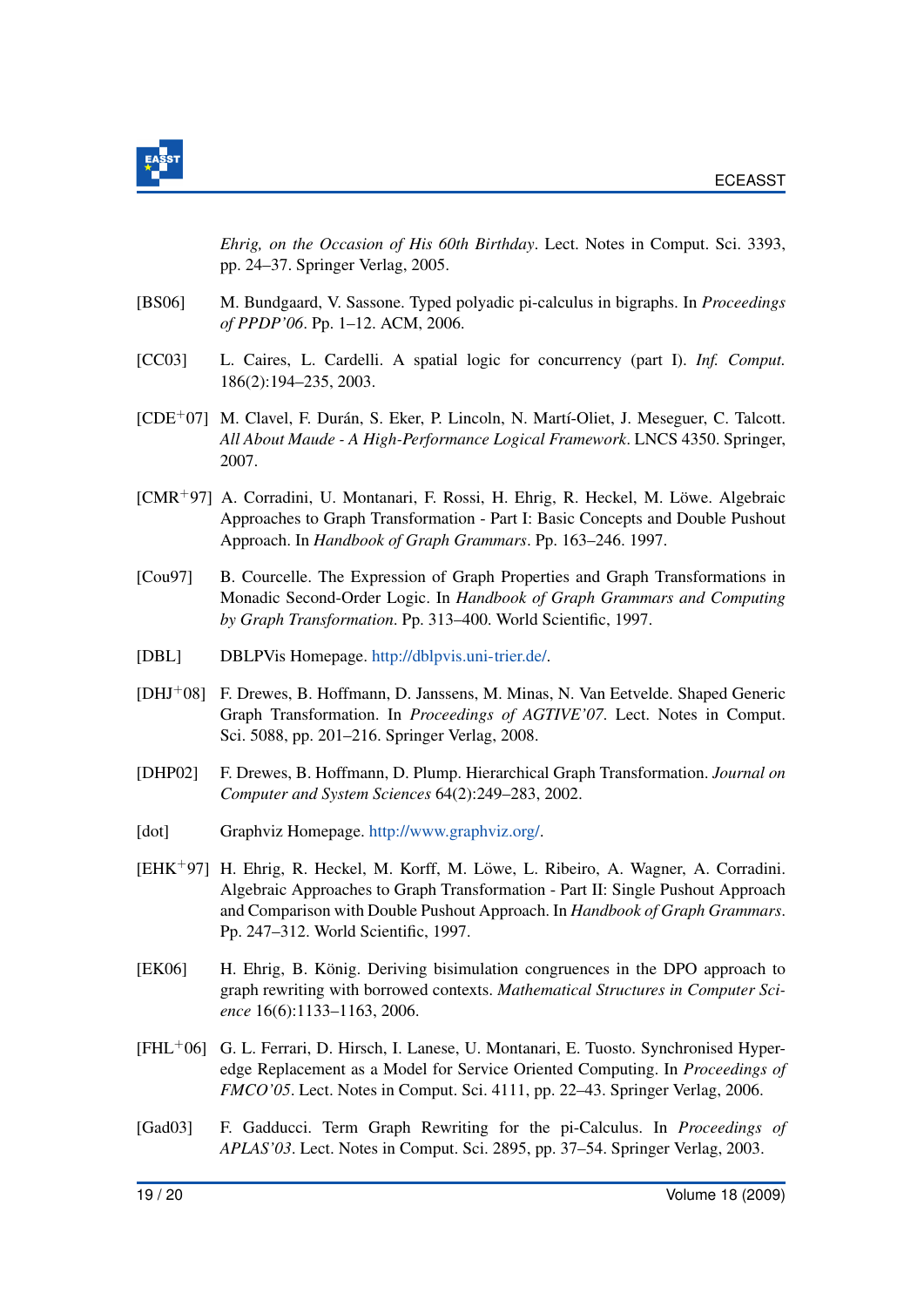*Ehrig, on the Occasion of His 60th Birthday*. Lect. Notes in Comput. Sci. 3393, pp. 24–37. Springer Verlag, 2005.

[BS06] M. Bundgaard, V. Sassone. Typed polyadic pi-calculus in bigraphs. In *Proceedings of PPDP'06*. Pp. 1–12. ACM, 2006.

[CC03] L. Caires, L. Cardelli. A spatial logic for concurrency (part I). *Inf. Comput.* 186(2):194–235, 2003.

[CDE+07] M. Clavel, F. Durán, S. Eker, P. Lincoln, N. Martí-Oliet, J. Meseguer, C. Talcott. *All About Maude - A High-Performance Logical Framework*. LNCS 4350. Springer, 2007.

[CMR+97] A. Corradini, U. Montanari, F. Rossi, H. Ehrig, R. Heckel, M. Löwe. Algebraic Approaches to Graph Transformation - Part I: Basic Concepts and Double Pushout Approach. In *Handbook of Graph Grammars*. Pp. 163–246. 1997.

[Cou97] B. Courcelle. The Expression of Graph Properties and Graph Transformations in Monadic Second-Order Logic. In *Handbook of Graph Grammars and Computing by Graph Transformation*. Pp. 313–400. World Scientific, 1997.

[DBL] DBLPVis Homepage. http://dblpvis.uni-trier.de/.

[DHJ+08] F. Drewes, B. Hoffmann, D. Janssens, M. Minas, N. Van Eetvelde. Shaped Generic Graph Transformation. In *Proceedings of AGTIVE'07*. Lect. Notes in Comput. Sci. 5088, pp. 201–216. Springer Verlag, 2008.

[DHP02] F. Drewes, B. Hoffmann, D. Plump. Hierarchical Graph Transformation. *Journal on Computer and System Sciences* 64(2):249–283, 2002.

[dot] Graphviz Homepage. http://www.graphviz.org/.

[EHK+97] H. Ehrig, R. Heckel, M. Korff, M. Löwe, L. Ribeiro, A. Wagner, A. Corradini. Algebraic Approaches to Graph Transformation - Part II: Single Pushout Approach and Comparison with Double Pushout Approach. In *Handbook of Graph Grammars*. Pp. 247–312. World Scientific, 1997.

[EK06] H. Ehrig, B. König. Deriving bisimulation congruences in the DPO approach to graph rewriting with borrowed contexts. *Mathematical Structures in Computer Science* 16(6):1133–1163, 2006.

[FHL+06] G. L. Ferrari, D. Hirsch, I. Lanese, U. Montanari, E. Tuosto. Synchronised Hyperedge Replacement as a Model for Service Oriented Computing. In *Proceedings of FMCO'05*. Lect. Notes in Comput. Sci. 4111, pp. 22–43. Springer Verlag, 2006.

[Gad03] F. Gadducci. Term Graph Rewriting for the pi-Calculus. In *Proceedings of APLAS'03*. Lect. Notes in Comput. Sci. 2895, pp. 37–54. Springer Verlag, 2003.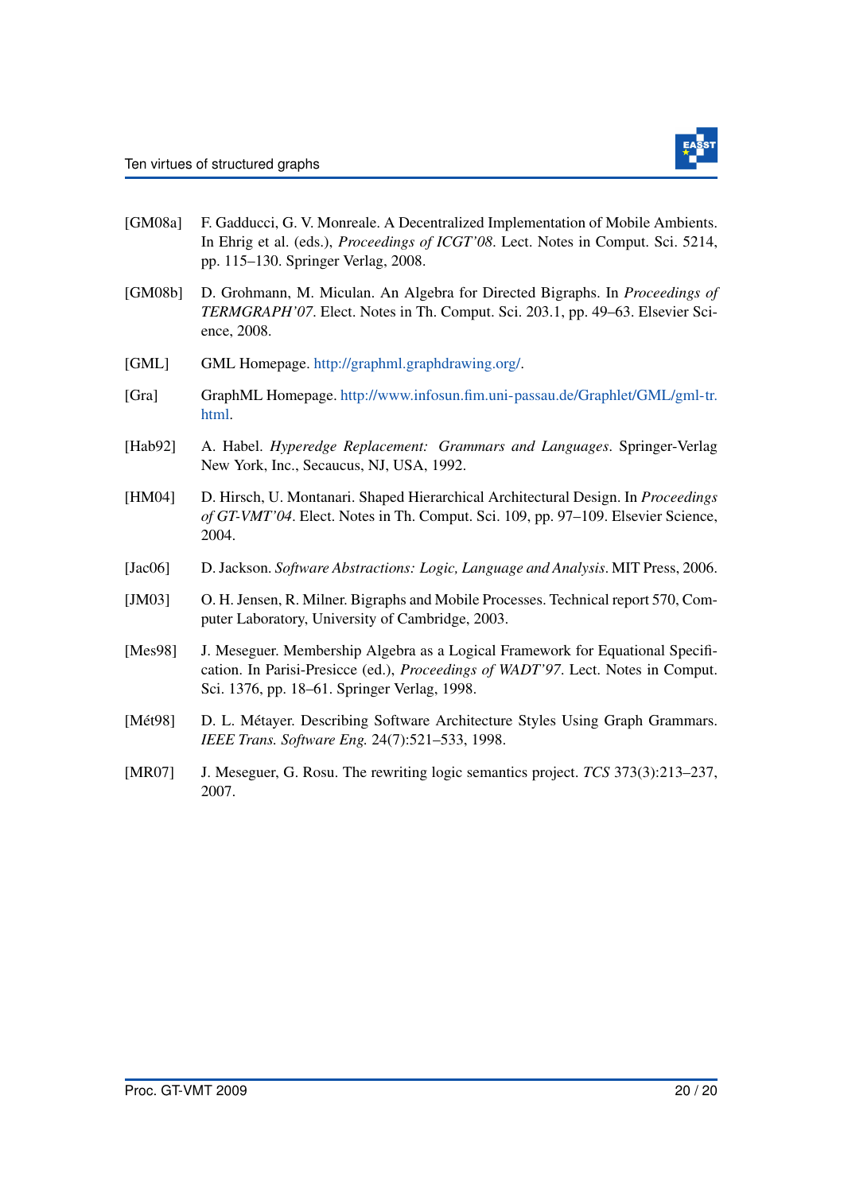[GM08a] F. Gadducci, G. V. Monreale. A Decentralized Implementation of Mobile Ambients. In Ehrig et al. (eds.), *Proceedings of ICGT'08*. Lect. Notes in Comput. Sci. 5214, pp. 115–130. Springer Verlag, 2008.

[GM08b] D. Grohmann, M. Miculan. An Algebra for Directed Bigraphs. In *Proceedings of TERMGRAPH'07*. Elect. Notes in Th. Comput. Sci. 203.1, pp. 49–63. Elsevier Science, 2008.

[GML] GML Homepage. http://graphml.graphdrawing.org/.

[Gra] GraphML Homepage. http://www.infosun.fim.uni-passau.de/Graphlet/GML/gml-tr.html.

[Hab92] A. Habel. *Hyperedge Replacement: Grammars and Languages*. Springer-Verlag New York, Inc., Secaucus, NJ, USA, 1992.

[HM04] D. Hirsch, U. Montanari. Shaped Hierarchical Architectural Design. In *Proceedings of GT-VMT'04*. Elect. Notes in Th. Comput. Sci. 109, pp. 97–109. Elsevier Science, 2004.

[Jac06] D. Jackson. *Software Abstractions: Logic, Language and Analysis*. MIT Press, 2006.

[JM03] O. H. Jensen, R. Milner. Bigraphs and Mobile Processes. Technical report 570, Computer Laboratory, University of Cambridge, 2003.

[Mes98] J. Meseguer. Membership Algebra as a Logical Framework for Equational Specification. In Parisi-Presicce (ed.), *Proceedings of WADT'97*. Lect. Notes in Comput. Sci. 1376, pp. 18–61. Springer Verlag, 1998.

[Mét98] D. L. Métayer. Describing Software Architecture Styles Using Graph Grammars. *IEEE Trans. Software Eng.* 24(7):521–533, 1998.

[MR07] J. Meseguer, G. Rosu. The rewriting logic semantics project. *TCS* 373(3):213–237, 2007.